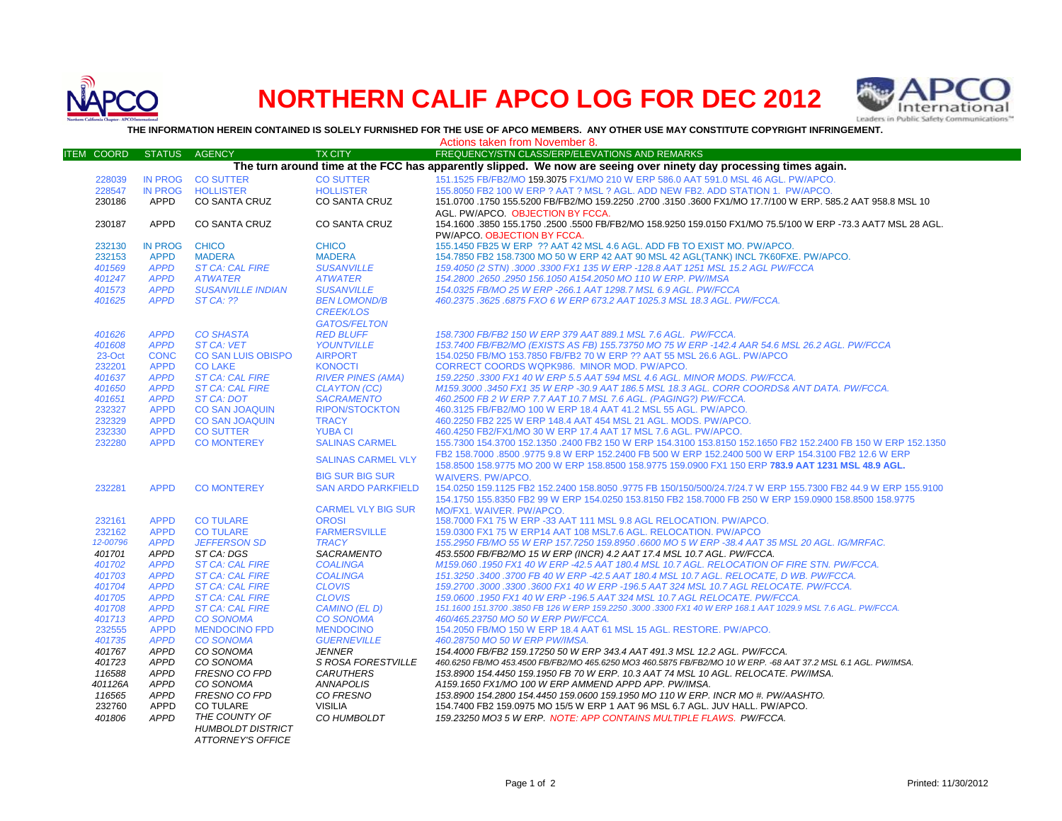# NORTHERN CALIF APCO LOG FOR DEC 2012

**THE INFORMATION HEREIN CONTAINED IS SOLELY FURNISHED FOR THE USE OF APCO MEMBERS. ANY OTHER USE MAY CONSTITUTE COPYRIGHT INFRINGEMENT.**

Actions taken from November 8.

| ITEM | COORD | STATUS | AGENCY | TX CITY | FREQUENCY/STN CLASS/ERP/ELEVATIONS AND REMARKS |
|---|---|---|---|---|---|
| | | | | | **The turn around time at the FCC has apparently slipped. We now are seeing over ninety day processing times again.** |
| | 228039 | IN PROG | CO SUTTER | CO SUTTER | 151.1525 FB/FB2/MO 159.3075 FX1/MO 210 W ERP 586.0 AAT 591.0 MSL 46 AGL. PW/APCO. |
| | 228547 | IN PROG | HOLLISTER | HOLLISTER | 155.8050 FB2 100 W ERP ? AAT ? MSL ? AGL. ADD NEW FB2. ADD STATION 1. PW/APCO. |
| | 230186 | APPD | CO SANTA CRUZ | CO SANTA CRUZ | 151.0700 .1750 155.5200 FB/FB2/MO 159.2250 .2700 .3150 .3600 FX1/MO 17.7/100 W ERP. 585.2 AAT 958.8 MSL 10 AGL. PW/APCO. OBJECTION BY FCCA. |
| | 230187 | APPD | CO SANTA CRUZ | CO SANTA CRUZ | 154.1600 .3850 155.1750 .2500 .5500 FB/FB2/MO 158.9250 159.0150 FX1/MO 75.5/100 W ERP -73.3 AAT7 MSL 28 AGL. PW/APCO. OBJECTION BY FCCA. |
| | 232130 | IN PROG | CHICO | CHICO | 155.1450 FB25 W ERP ?? AAT 42 MSL 4.6 AGL. ADD FB TO EXIST MO. PW/APCO. |
| | 232153 | APPD | MADERA | MADERA | 154.7850 FB2 158.7300 MO 50 W ERP 42 AAT 90 MSL 42 AGL(TANK) INCL 7K60FXE. PW/APCO. |
| | *401569* | *APPD* | *ST CA: CAL FIRE* | *SUSANVILLE* | *159.4050 (2 STN) .3000 .3300 FX1 135 W ERP -128.8 AAT 1251 MSL 15.2 AGL PW/FCCA* |
| | *401247* | *APPD* | *ATWATER* | *ATWATER* | *154.2800 .2650 .2950 156.1050 A154.2050 MO 110 W ERP. PW/IMSA* |
| | *401573* | *APPD* | *SUSANVILLE INDIAN* | *SUSANVILLE* | *154.0325 FB/MO 25 W ERP -266.1 AAT 1298.7 MSL 6.9 AGL. PW/FCCA* |
| | *401625* | *APPD* | *ST CA: ??* | *BEN LOMOND/B CREEK/LOS GATOS/FELTON* | *460.2375 .3625 .6875 FXO 6 W ERP 673.2 AAT 1025.3 MSL 18.3 AGL. PW/FCCA.* |
| | *401626* | *APPD* | *CO SHASTA* | *RED BLUFF* | *158.7300 FB/FB2 150 W ERP 379 AAT 889.1 MSL 7.6 AGL. PW/FCCA.* |
| | *401608* | *APPD* | *ST CA: VET* | *YOUNTVILLE* | *153.7400 FB/FB2/MO (EXISTS AS FB) 155.73750 MO 75 W ERP -142.4 AAR 54.6 MSL 26.2 AGL. PW/FCCA* |
| | 23-Oct | CONC | CO SAN LUIS OBISPO | AIRPORT | 154.0250 FB/MO 153.7850 FB/FB2 70 W ERP ?? AAT 55 MSL 26.6 AGL. PW/APCO |
| | 232201 | APPD | CO LAKE | KONOCTI | CORRECT COORDS WQPK986. MINOR MOD. PW/APCO. |
| | *401637* | *APPD* | *ST CA: CAL FIRE* | *RIVER PINES (AMA)* | *159.2250 .3300 FX1 40 W ERP 5.5 AAT 594 MSL 4.6 AGL. MINOR MODS. PW/FCCA.* |
| | *401650* | *APPD* | *ST CA: CAL FIRE* | *CLAYTON (CC)* | *M159.3000 .3450 FX1 35 W ERP -30.9 AAT 186.5 MSL 18.3 AGL. CORR COORDS& ANT DATA. PW/FCCA.* |
| | *401651* | *APPD* | *ST CA: DOT* | *SACRAMENTO* | *460.2500 FB 2 W ERP 7.7 AAT 10.7 MSL 7.6 AGL. (PAGING?) PW/FCCA.* |
| | 232327 | APPD | CO SAN JOAQUIN | RIPON/STOCKTON | 460.3125 FB/FB2/MO 100 W ERP 18.4 AAT 41.2 MSL 55 AGL. PW/APCO. |
| | 232329 | APPD | CO SAN JOAQUIN | TRACY | 460.2250 FB2 225 W ERP 148.4 AAT 454 MSL 21 AGL. MODS. PW/APCO. |
| | 232330 | APPD | CO SUTTER | YUBA CI | 460.4250 FB2/FX1/MO 30 W ERP 17.4 AAT 17 MSL 7.6 AGL. PW/APCO. |
| | 232280 | APPD | CO MONTEREY | SALINAS CARMEL SALINAS CARMEL VLY BIG SUR BIG SUR | 155.7300 154.3700 152.1350 .2400 FB2 150 W ERP 154.3100 153.8150 152.1650 FB2 152.2400 FB 150 W ERP 152.1350 FB2 158.7000 .8500 .9775 9.8 W ERP 152.2400 FB 500 W ERP 152.2400 500 W ERP 154.3100 FB2 12.6 W ERP 158.8500 158.9775 MO 200 W ERP 158.8500 158.9775 159.0900 FX1 150 ERP **783.9 AAT 1231 MSL 48.9 AGL.** WAIVERS. PW/APCO. |
| | 232281 | APPD | CO MONTEREY | SAN ARDO PARKFIELD CARMEL VLY BIG SUR | 154.0250 159.1125 FB2 152.2400 158.8050 .9775 FB 150/150/500/24.7/24.7 W ERP 155.7300 FB2 44.9 W ERP 155.9100 154.1750 155.8350 FB2 99 W ERP 154.0250 153.8150 FB2 158.7000 FB 250 W ERP 159.0900 158.8500 158.9775 MO/FX1. WAIVER. PW/APCO. |
| | 232161 | APPD | CO TULARE | OROSI | 158.7000 FX1 75 W ERP -33 AAT 111 MSL 9.8 AGL RELOCATION. PW/APCO. |
| | 232162 | APPD | CO TULARE | FARMERSVILLE | 159.0300 FX1 75 W ERP14 AAT 108 MSL7.6 AGL. RELOCATION. PW/APCO |
| | *12-00796* | *APPD* | *JEFFERSON SD* | *TRACY* | *155.2950 FB/MO 55 W ERP 157.7250 159.8950 .6600 MO 5 W ERP -38.4 AAT 35 MSL 20 AGL. IG/MRFAC.* |
| | *401701* | *APPD* | *ST CA: DGS* | *SACRAMENTO* | *453.5500 FB/FB2/MO 15 W ERP (INCR) 4.2 AAT 17.4 MSL 10.7 AGL. PW/FCCA.* |
| | *401702* | *APPD* | *ST CA: CAL FIRE* | *COALINGA* | *M159.060 .1950 FX1 40 W ERP -42.5 AAT 180.4 MSL 10.7 AGL. RELOCATION OF FIRE STN. PW/FCCA.* |
| | *401703* | *APPD* | *ST CA: CAL FIRE* | *COALINGA* | *151.3250 .3400 .3700 FB 40 W ERP -42.5 AAT 180.4 MSL 10.7 AGL. RELOCATE, D WB. PW/FCCA.* |
| | *401704* | *APPD* | *ST CA: CAL FIRE* | *CLOVIS* | *159.2700 .3000 .3300 .3600 FX1 40 W ERP -196.5 AAT 324 MSL 10.7 AGL RELOCATE. PW/FCCA.* |
| | *401705* | *APPD* | *ST CA: CAL FIRE* | *CLOVIS* | *159.0600 .1950 FX1 40 W ERP -196.5 AAT 324 MSL 10.7 AGL RELOCATE. PW/FCCA.* |
| | *401708* | *APPD* | *ST CA: CAL FIRE* | *CAMINO (EL D)* | *151.1600 151.3700 .3850 FB 126 W ERP 159.2250 .3000 .3300 FX1 40 W ERP 168.1 AAT 1029.9 MSL 7.6 AGL. PW/FCCA.* |
| | *401713* | *APPD* | *CO SONOMA* | *CO SONOMA* | *460/465.23750 MO 50 W ERP PW/FCCA.* |
| | 232555 | APPD | MENDOCINO FPD | MENDOCINO | 154.2050 FB/MO 150 W ERP 18.4 AAT 61 MSL 15 AGL. RESTORE. PW/APCO. |
| | *401735* | *APPD* | *CO SONOMA* | *GUERNEVILLE* | *460.28750 MO 50 W ERP PW/IMSA.* |
| | *401767* | *APPD* | *CO SONOMA* | *JENNER* | *154.4000 FB/FB2 159.17250 50 W ERP 343.4 AAT 491.3 MSL 12.2 AGL. PW/FCCA.* |
| | *401723* | *APPD* | *CO SONOMA* | *S ROSA FORESTVILLE* | *460.6250 FB/MO 453.4500 FB/FB2/MO 465.6250 MO3 460.5875 FB/FB2/MO 10 W ERP. -68 AAT 37.2 MSL 6.1 AGL. PW/IMSA.* |
| | *116588* | *APPD* | *FRESNO CO FPD* | *CARUTHERS* | *153.8900 154.4450 159.1950 FB 70 W ERP. 10.3 AAT 74 MSL 10 AGL. RELOCATE. PW/IMSA.* |
| | *401126A* | *APPD* | *CO SONOMA* | *ANNAPOLIS* | *A159.1650 FX1/MO 100 W ERP AMMEND APPD APP. PW/IMSA.* |
| | *116565* | *APPD* | *FRESNO CO FPD* | *CO FRESNO* | *153.8900 154.2800 154.4450 159.0600 159.1950 MO 110 W ERP. INCR MO #. PW/AASHTO.* |
| | 232760 | APPD | CO TULARE | VISILIA | 154.7400 FB2 159.0975 MO 15/5 W ERP 1 AAT 96 MSL 6.7 AGL. JUV HALL. PW/APCO. |
| | *401806* | *APPD* | *THE COUNTY OF HUMBOLDT DISTRICT ATTORNEY'S OFFICE* | *CO HUMBOLDT* | *159.23250 MO3 5 W ERP. NOTE: APP CONTAINS MULTIPLE FLAWS. PW/FCCA.* |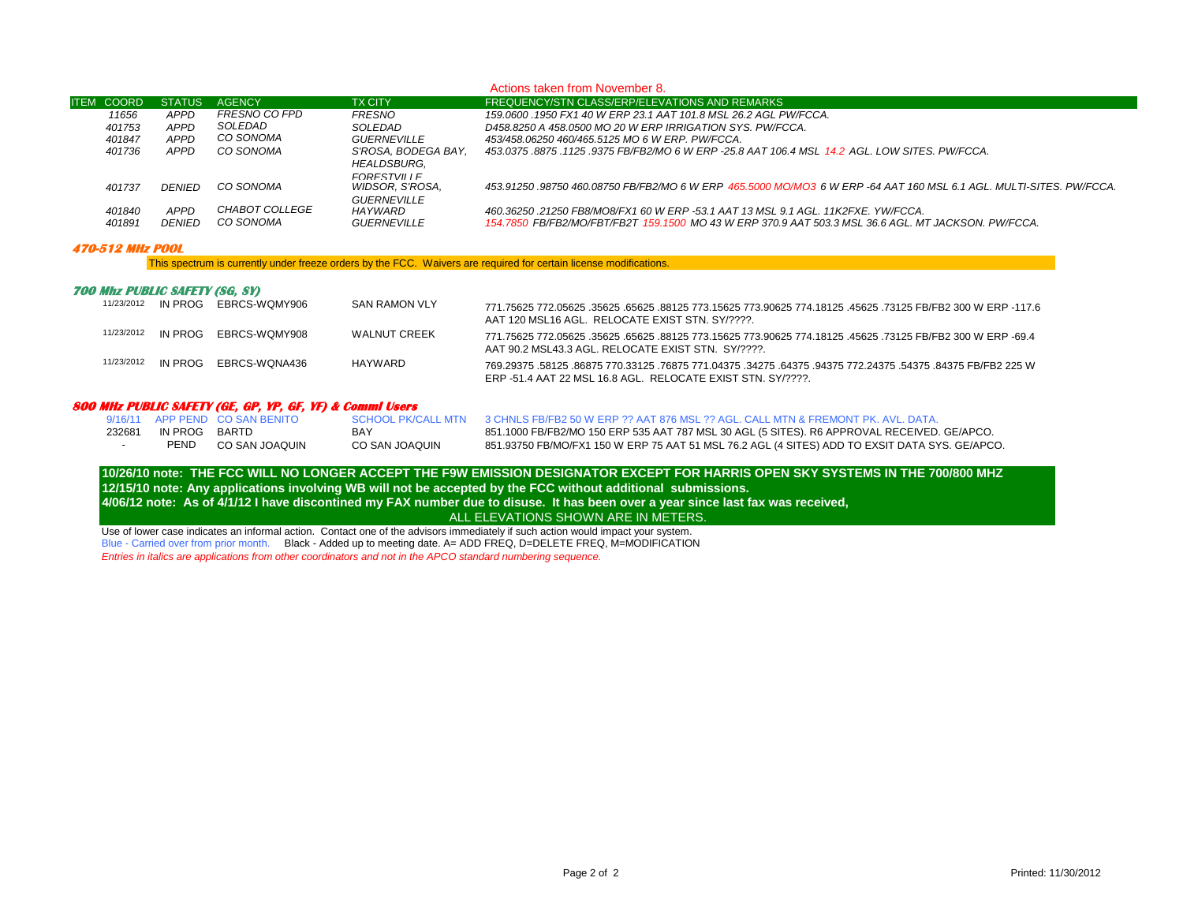Actions taken from November 8.

| ITEM | COORD | STATUS | AGENCY | TX CITY | FREQUENCY/STN CLASS/ERP/ELEVATIONS AND REMARKS |
|---|---|---|---|---|---|
| | *11656* | *APPD* | *FRESNO CO FPD* | *FRESNO* | *159.0600 .1950 FX1 40 W ERP 23.1 AAT 101.8 MSL 26.2 AGL PW/FCCA.* |
| | *401753* | *APPD* | *SOLEDAD* | *SOLEDAD* | *D458.8250 A 458.0500 MO 20 W ERP IRRIGATION SYS. PW/FCCA.* |
| | *401847* | *APPD* | *CO SONOMA* | *GUERNEVILLE* | *453/458.06250 460/465.5125 MO 6 W ERP. PW/FCCA.* |
| | *401736* | *APPD* | *CO SONOMA* | *S'ROSA, BODEGA BAY, HEALDSBURG, FORESTVILLE* | *453.0375 .8875 .1125 .9375 FB/FB2/MO 6 W ERP -25.8 AAT 106.4 MSL 14.2 AGL. LOW SITES. PW/FCCA.* |
| | *401737* | *DENIED* | *CO SONOMA* | *WIDSOR, S'ROSA, GUERNEVILLE* | *453.91250 .98750 460.08750 FB/FB2/MO 6 W ERP 465.5000 MO/MO3 6 W ERP -64 AAT 160 MSL 6.1 AGL. MULTI-SITES. PW/FCCA.* |
| | *401840* | *APPD* | *CHABOT COLLEGE* | *HAYWARD* | *460.36250 .21250 FB8/MO8/FX1 60 W ERP -53.1 AAT 13 MSL 9.1 AGL. 11K2FXE. YW/FCCA.* |
| | *401891* | *DENIED* | *CO SONOMA* | *GUERNEVILLE* | *154.7850 FB/FB2/MO/FBT/FB2T 159.1500 MO 43 W ERP 370.9 AAT 503.3 MSL 36.6 AGL. MT JACKSON. PW/FCCA.* |

### 470-512 MHz POOL

This spectrum is currently under freeze orders by the FCC. Waivers are required for certain license modifications.

### 700 Mhz PUBLIC SAFETY (SG, SY)

| | | | | |
|---|---|---|---|---|
| 11/23/2012 | IN PROG | EBRCS-WQMY906 | SAN RAMON VLY | 771.75625 772.05625 .35625 .65625 .88125 773.15625 773.90625 774.18125 .45625 .73125 FB/FB2 300 W ERP -117.6 AAT 120 MSL16 AGL. RELOCATE EXIST STN. SY/????. |
| 11/23/2012 | IN PROG | EBRCS-WQMY908 | WALNUT CREEK | 771.75625 772.05625 .35625 .65625 .88125 773.15625 773.90625 774.18125 .45625 .73125 FB/FB2 300 W ERP -69.4 AAT 90.2 MSL43.3 AGL. RELOCATE EXIST STN. SY/????. |
| 11/23/2012 | IN PROG | EBRCS-WQNA436 | HAYWARD | 769.29375 .58125 .86875 770.33125 .76875 771.04375 .34275 .64375 .94375 772.24375 .54375 .84375 FB/FB2 225 W ERP -51.4 AAT 22 MSL 16.8 AGL. RELOCATE EXIST STN. SY/????. |

### 800 MHz PUBLIC SAFETY (GE, GP, YP, GF, YF) & Comml Users

| | | | | |
|---|---|---|---|---|
| 9/16/11 | APP PEND | CO SAN BENITO | SCHOOL PK/CALL MTN | 3 CHNLS FB/FB2 50 W ERP ?? AAT 876 MSL ?? AGL. CALL MTN & FREMONT PK. AVL. DATA. |
| 232681 | IN PROG | BARTD | BAY | 851.1000 FB/FB2/MO 150 ERP 535 AAT 787 MSL 30 AGL (5 SITES). R6 APPROVAL RECEIVED. GE/APCO. |
| - | PEND | CO SAN JOAQUIN | CO SAN JOAQUIN | 851.93750 FB/MO/FX1 150 W ERP 75 AAT 51 MSL 76.2 AGL (4 SITES) ADD TO EXSIT DATA SYS. GE/APCO. |

**10/26/10 note: THE FCC WILL NO LONGER ACCEPT THE F9W EMISSION DESIGNATOR EXCEPT FOR HARRIS OPEN SKY SYSTEMS IN THE 700/800 MHZ**
**12/15/10 note: Any applications involving WB will not be accepted by the FCC without additional submissions.**
**4/06/12 note: As of 4/1/12 I have discontinued my FAX number due to disuse. It has been over a year since last fax was received,**

ALL ELEVATIONS SHOWN ARE IN METERS.

Use of lower case indicates an informal action. Contact one of the advisors immediately if such action would impact your system.

Blue - Carried over from prior month. Black - Added up to meeting date. A= ADD FREQ, D=DELETE FREQ, M=MODIFICATION

*Entries in italics are applications from other coordinators and not in the APCO standard numbering sequence.*

Printed: 11/30/2012